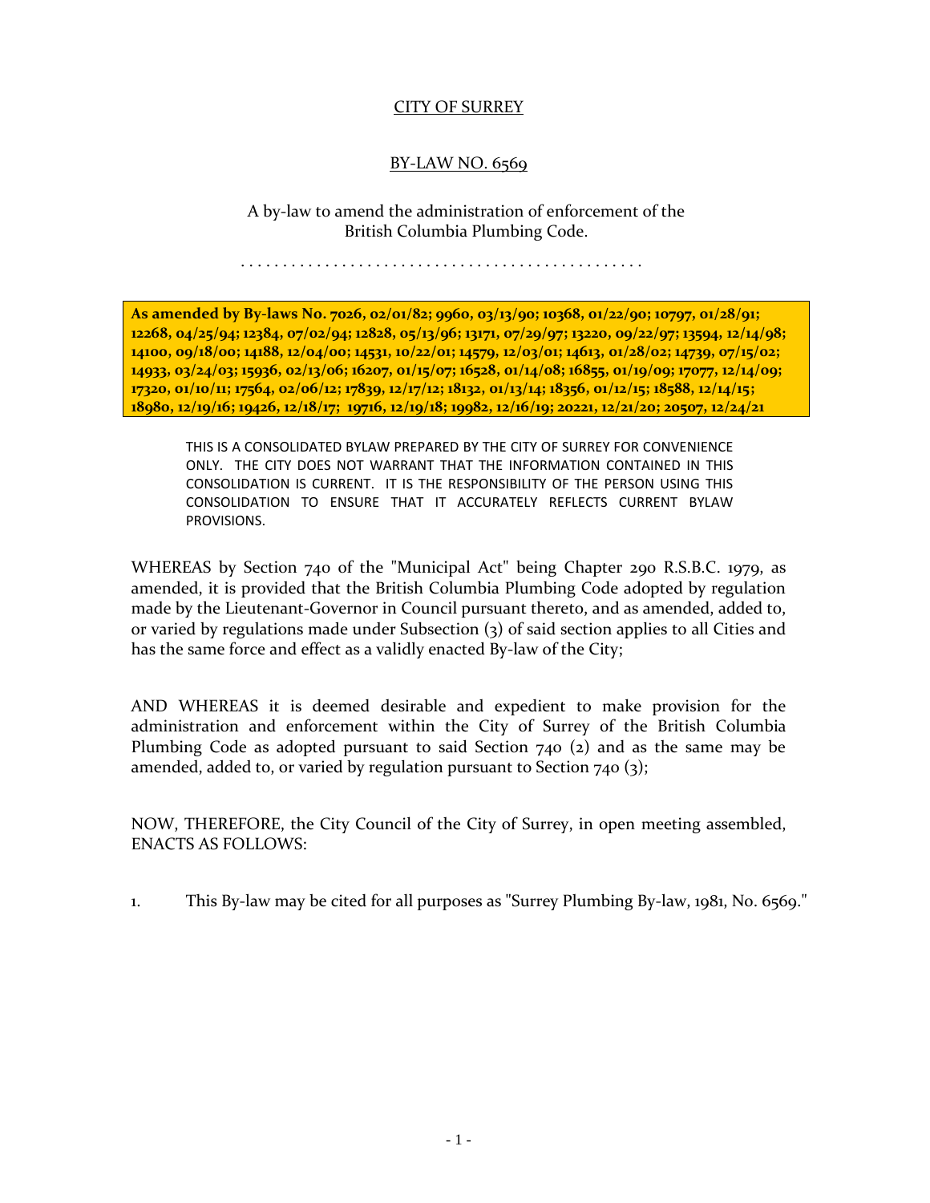CITY OF SURREY

BY-LAW NO. 6569

A by-law to amend the administration of enforcement of the British Columbia Plumbing Code.

. . . . . . . . . . . . . . . . . . . . . . . . . . . . . . . . . . . . . . . . . . . . . .

**As amended by By-laws No. 7026, 02/01/82; 9960, 03/13/90; 10368, 01/22/90; 10797, 01/28/91; 12268, 04/25/94; 12384, 07/02/94; 12828, 05/13/96; 13171, 07/29/97; 13220, 09/22/97; 13594, 12/14/98; 14100, 09/18/00; 14188, 12/04/00; 14531, 10/22/01; 14579, 12/03/01; 14613, 01/28/02; 14739, 07/15/02; 14933, 03/24/03; 15936, 02/13/06; 16207, 01/15/07; 16528, 01/14/08; 16855, 01/19/09; 17077, 12/14/09; 17320, 01/10/11; 17564, 02/06/12; 17839, 12/17/12; 18132, 01/13/14; 18356, 01/12/15; 18588, 12/14/15; 18980, 12/19/16; 19426, 12/18/17; 19716, 12/19/18; 19982, 12/16/19; 20221, 12/21/20; 20507, 12/24/21**

THIS IS A CONSOLIDATED BYLAW PREPARED BY THE CITY OF SURREY FOR CONVENIENCE ONLY. THE CITY DOES NOT WARRANT THAT THE INFORMATION CONTAINED IN THIS CONSOLIDATION IS CURRENT. IT IS THE RESPONSIBILITY OF THE PERSON USING THIS CONSOLIDATION TO ENSURE THAT IT ACCURATELY REFLECTS CURRENT BYLAW PROVISIONS.

WHEREAS by Section 740 of the "Municipal Act" being Chapter 290 R.S.B.C. 1979, as amended, it is provided that the British Columbia Plumbing Code adopted by regulation made by the Lieutenant-Governor in Council pursuant thereto, and as amended, added to, or varied by regulations made under Subsection (3) of said section applies to all Cities and has the same force and effect as a validly enacted By-law of the City;

AND WHEREAS it is deemed desirable and expedient to make provision for the administration and enforcement within the City of Surrey of the British Columbia Plumbing Code as adopted pursuant to said Section 740 (2) and as the same may be amended, added to, or varied by regulation pursuant to Section 740 (3);

NOW, THEREFORE, the City Council of the City of Surrey, in open meeting assembled, ENACTS AS FOLLOWS:

1. This By-law may be cited for all purposes as "Surrey Plumbing By-law, 1981, No. 6569."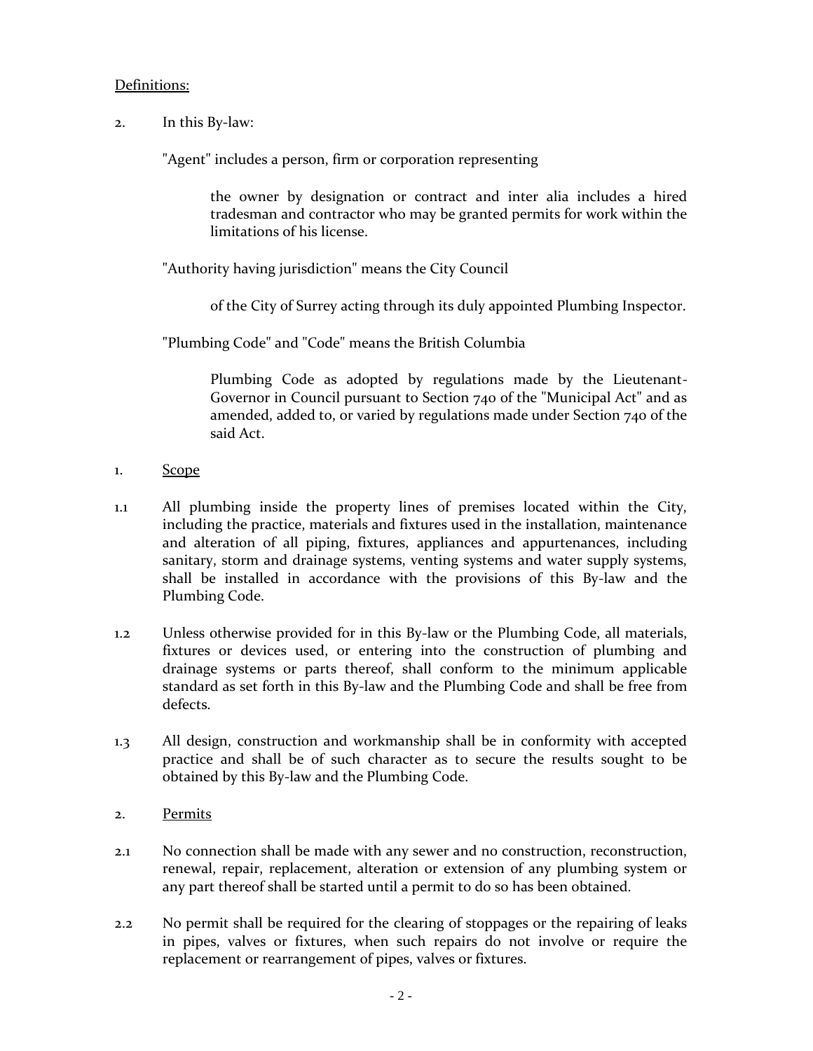Definitions:

2. In this By-law:

"Agent" includes a person, firm or corporation representing

the owner by designation or contract and inter alia includes a hired tradesman and contractor who may be granted permits for work within the limitations of his license.

"Authority having jurisdiction" means the City Council

of the City of Surrey acting through its duly appointed Plumbing Inspector.

"Plumbing Code" and "Code" means the British Columbia

Plumbing Code as adopted by regulations made by the Lieutenant-Governor in Council pursuant to Section 740 of the "Municipal Act" and as amended, added to, or varied by regulations made under Section 740 of the said Act.

1. Scope

1.1 All plumbing inside the property lines of premises located within the City, including the practice, materials and fixtures used in the installation, maintenance and alteration of all piping, fixtures, appliances and appurtenances, including sanitary, storm and drainage systems, venting systems and water supply systems, shall be installed in accordance with the provisions of this By-law and the Plumbing Code.

1.2 Unless otherwise provided for in this By-law or the Plumbing Code, all materials, fixtures or devices used, or entering into the construction of plumbing and drainage systems or parts thereof, shall conform to the minimum applicable standard as set forth in this By-law and the Plumbing Code and shall be free from defects.

1.3 All design, construction and workmanship shall be in conformity with accepted practice and shall be of such character as to secure the results sought to be obtained by this By-law and the Plumbing Code.

2. Permits

2.1 No connection shall be made with any sewer and no construction, reconstruction, renewal, repair, replacement, alteration or extension of any plumbing system or any part thereof shall be started until a permit to do so has been obtained.

2.2 No permit shall be required for the clearing of stoppages or the repairing of leaks in pipes, valves or fixtures, when such repairs do not involve or require the replacement or rearrangement of pipes, valves or fixtures.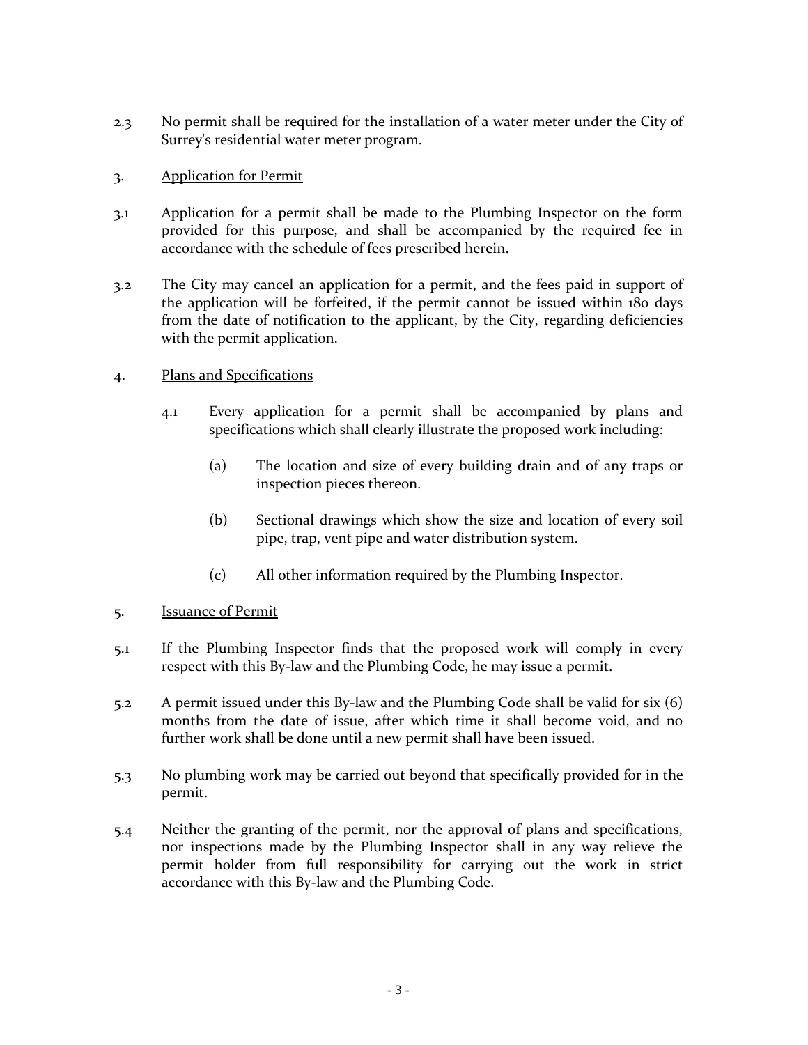2.3 No permit shall be required for the installation of a water meter under the City of Surrey's residential water meter program.

3. Application for Permit

3.1 Application for a permit shall be made to the Plumbing Inspector on the form provided for this purpose, and shall be accompanied by the required fee in accordance with the schedule of fees prescribed herein.

3.2 The City may cancel an application for a permit, and the fees paid in support of the application will be forfeited, if the permit cannot be issued within 180 days from the date of notification to the applicant, by the City, regarding deficiencies with the permit application.

4. Plans and Specifications

4.1 Every application for a permit shall be accompanied by plans and specifications which shall clearly illustrate the proposed work including:

(a) The location and size of every building drain and of any traps or inspection pieces thereon.

(b) Sectional drawings which show the size and location of every soil pipe, trap, vent pipe and water distribution system.

(c) All other information required by the Plumbing Inspector.

5. Issuance of Permit

5.1 If the Plumbing Inspector finds that the proposed work will comply in every respect with this By-law and the Plumbing Code, he may issue a permit.

5.2 A permit issued under this By-law and the Plumbing Code shall be valid for six (6) months from the date of issue, after which time it shall become void, and no further work shall be done until a new permit shall have been issued.

5.3 No plumbing work may be carried out beyond that specifically provided for in the permit.

5.4 Neither the granting of the permit, nor the approval of plans and specifications, nor inspections made by the Plumbing Inspector shall in any way relieve the permit holder from full responsibility for carrying out the work in strict accordance with this By-law and the Plumbing Code.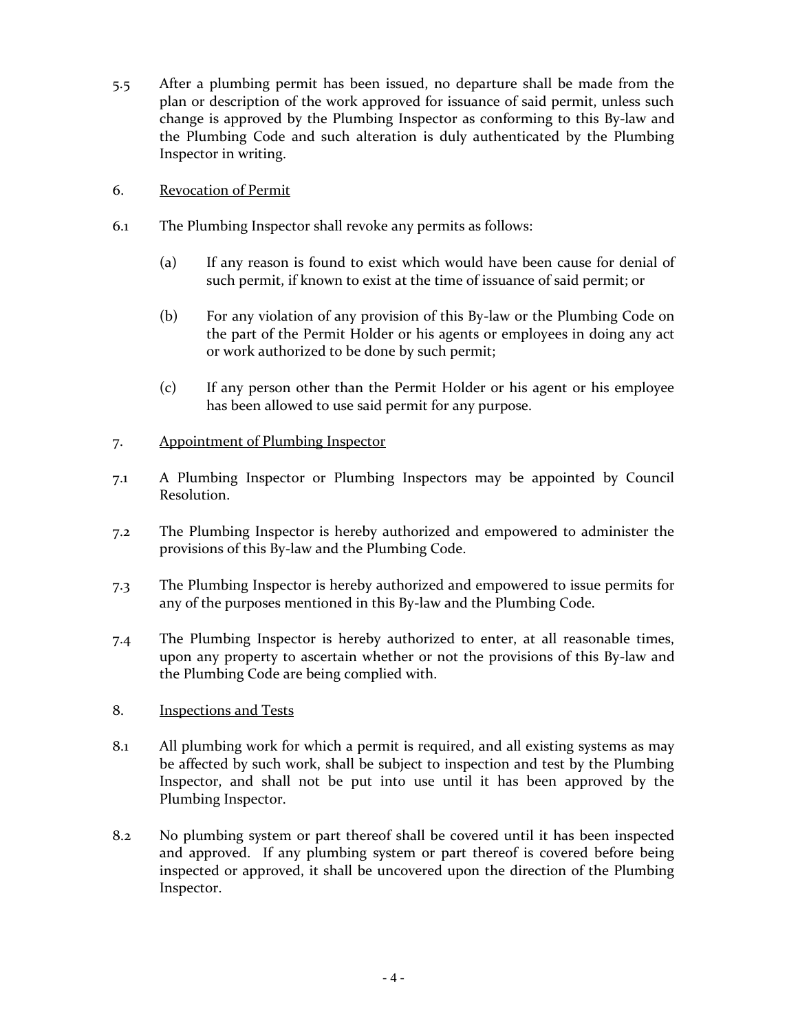5.5 After a plumbing permit has been issued, no departure shall be made from the plan or description of the work approved for issuance of said permit, unless such change is approved by the Plumbing Inspector as conforming to this By-law and the Plumbing Code and such alteration is duly authenticated by the Plumbing Inspector in writing.

6. Revocation of Permit

6.1 The Plumbing Inspector shall revoke any permits as follows:

(a) If any reason is found to exist which would have been cause for denial of such permit, if known to exist at the time of issuance of said permit; or

(b) For any violation of any provision of this By-law or the Plumbing Code on the part of the Permit Holder or his agents or employees in doing any act or work authorized to be done by such permit;

(c) If any person other than the Permit Holder or his agent or his employee has been allowed to use said permit for any purpose.

7. Appointment of Plumbing Inspector

7.1 A Plumbing Inspector or Plumbing Inspectors may be appointed by Council Resolution.

7.2 The Plumbing Inspector is hereby authorized and empowered to administer the provisions of this By-law and the Plumbing Code.

7.3 The Plumbing Inspector is hereby authorized and empowered to issue permits for any of the purposes mentioned in this By-law and the Plumbing Code.

7.4 The Plumbing Inspector is hereby authorized to enter, at all reasonable times, upon any property to ascertain whether or not the provisions of this By-law and the Plumbing Code are being complied with.

8. Inspections and Tests

8.1 All plumbing work for which a permit is required, and all existing systems as may be affected by such work, shall be subject to inspection and test by the Plumbing Inspector, and shall not be put into use until it has been approved by the Plumbing Inspector.

8.2 No plumbing system or part thereof shall be covered until it has been inspected and approved. If any plumbing system or part thereof is covered before being inspected or approved, it shall be uncovered upon the direction of the Plumbing Inspector.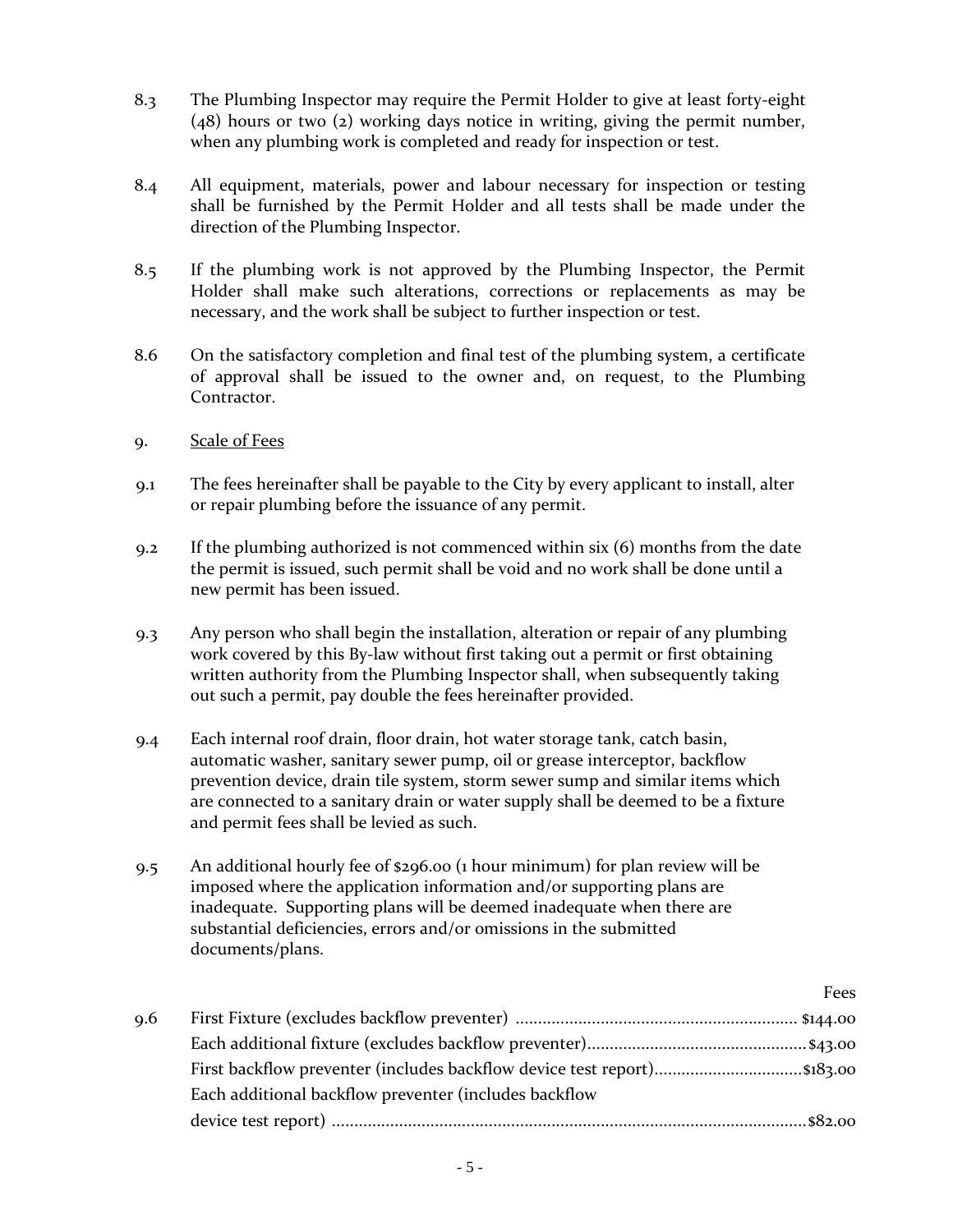8.3 The Plumbing Inspector may require the Permit Holder to give at least forty-eight (48) hours or two (2) working days notice in writing, giving the permit number, when any plumbing work is completed and ready for inspection or test.

8.4 All equipment, materials, power and labour necessary for inspection or testing shall be furnished by the Permit Holder and all tests shall be made under the direction of the Plumbing Inspector.

8.5 If the plumbing work is not approved by the Plumbing Inspector, the Permit Holder shall make such alterations, corrections or replacements as may be necessary, and the work shall be subject to further inspection or test.

8.6 On the satisfactory completion and final test of the plumbing system, a certificate of approval shall be issued to the owner and, on request, to the Plumbing Contractor.

9. Scale of Fees

9.1 The fees hereinafter shall be payable to the City by every applicant to install, alter or repair plumbing before the issuance of any permit.

9.2 If the plumbing authorized is not commenced within six (6) months from the date the permit is issued, such permit shall be void and no work shall be done until a new permit has been issued.

9.3 Any person who shall begin the installation, alteration or repair of any plumbing work covered by this By-law without first taking out a permit or first obtaining written authority from the Plumbing Inspector shall, when subsequently taking out such a permit, pay double the fees hereinafter provided.

9.4 Each internal roof drain, floor drain, hot water storage tank, catch basin, automatic washer, sanitary sewer pump, oil or grease interceptor, backflow prevention device, drain tile system, storm sewer sump and similar items which are connected to a sanitary drain or water supply shall be deemed to be a fixture and permit fees shall be levied as such.

9.5 An additional hourly fee of $296.00 (1 hour minimum) for plan review will be imposed where the application information and/or supporting plans are inadequate. Supporting plans will be deemed inadequate when there are substantial deficiencies, errors and/or omissions in the submitted documents/plans.

| | | Fees |
|---|---|---|
| 9.6 | First Fixture (excludes backflow preventer) | $144.00 |
| | Each additional fixture (excludes backflow preventer) | $43.00 |
| | First backflow preventer (includes backflow device test report) | $183.00 |
| | Each additional backflow preventer (includes backflow device test report) | $82.00 |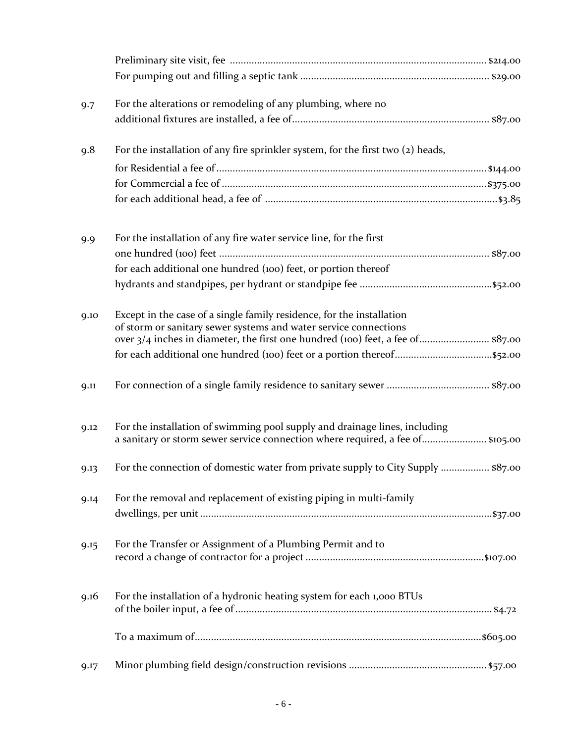Preliminary site visit, fee ........................................................................................ $214.00
For pumping out and filling a septic tank ........................................................................ $29.00

9.7 For the alterations or remodeling of any plumbing, where no additional fixtures are installed, a fee of........................................................................ $87.00

9.8 For the installation of any fire sprinkler system, for the first two (2) heads,

for Residential a fee of ........................................................................................ $144.00
for Commercial a fee of ........................................................................................ $375.00
for each additional head, a fee of ........................................................................ $3.85

9.9 For the installation of any fire water service line, for the first one hundred (100) feet ........................................................................................ $87.00
for each additional one hundred (100) feet, or portion thereof
hydrants and standpipes, per hydrant or standpipe fee ................................................ $52.00

9.10 Except in the case of a single family residence, for the installation of storm or sanitary sewer systems and water service connections over 3/4 inches in diameter, the first one hundred (100) feet, a fee of.......................... $87.00
for each additional one hundred (100) feet or a portion thereof.................................... $52.00

9.11 For connection of a single family residence to sanitary sewer ...................................... $87.00

9.12 For the installation of swimming pool supply and drainage lines, including a sanitary or storm sewer service connection where required, a fee of........................ $105.00

9.13 For the connection of domestic water from private supply to City Supply .................. $87.00

9.14 For the removal and replacement of existing piping in multi-family dwellings, per unit ........................................................................................ $37.00

9.15 For the Transfer or Assignment of a Plumbing Permit and to record a change of contractor for a project ................................................................ $107.00

9.16 For the installation of a hydronic heating system for each 1,000 BTUs of the boiler input, a fee of ........................................................................................ $4.72

To a maximum of........................................................................................ $605.00

9.17 Minor plumbing field design/construction revisions .................................................. $57.00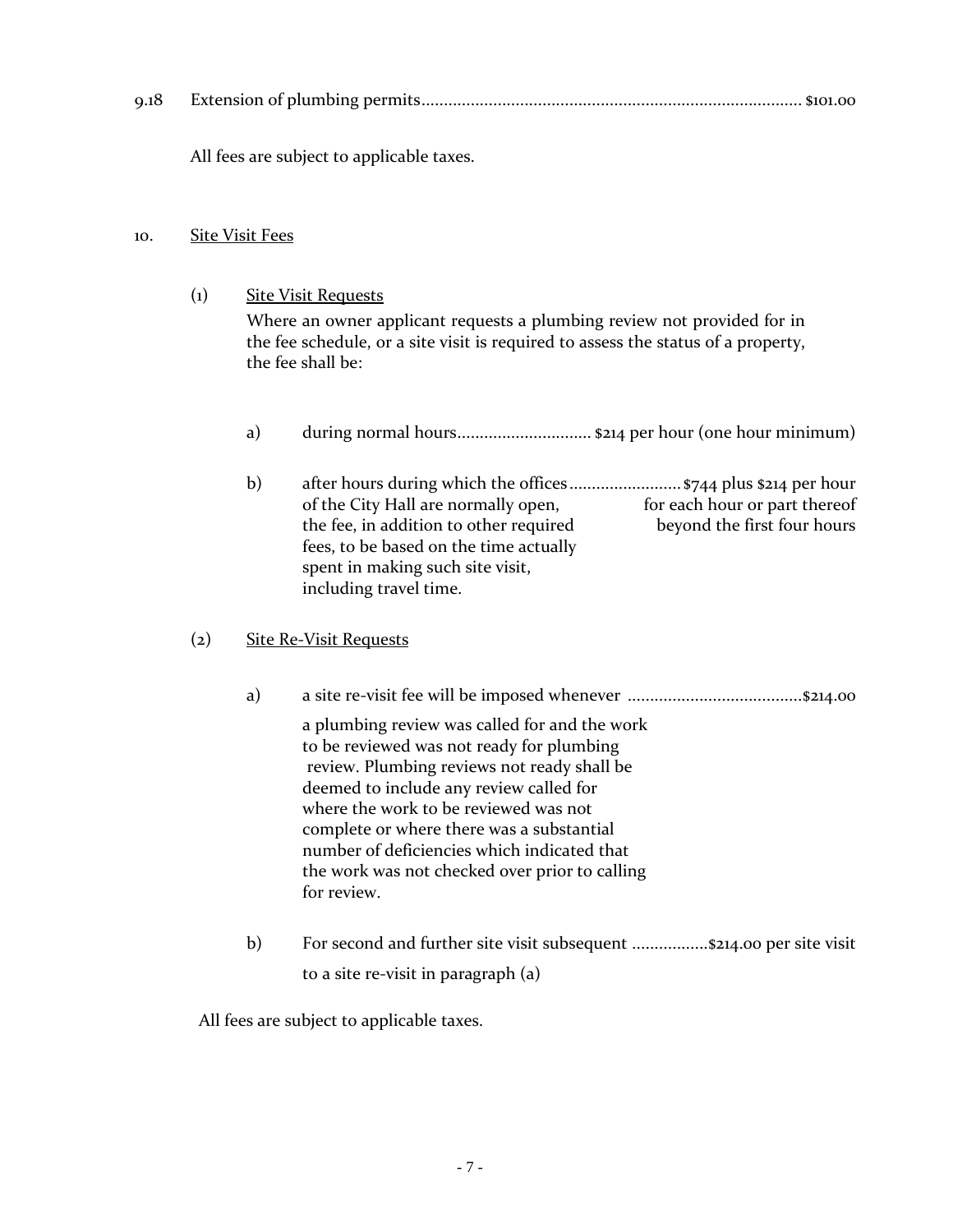9.18 Extension of plumbing permits.................................................................................... $101.00

All fees are subject to applicable taxes.

10. <u>Site Visit Fees</u>

(1) <u>Site Visit Requests</u>

Where an owner applicant requests a plumbing review not provided for in the fee schedule, or a site visit is required to assess the status of a property, the fee shall be:

a) during normal hours.............................. $214 per hour (one hour minimum)

b) after hours during which the offices of the City Hall are normally open, the fee, in addition to other required fees, to be based on the time actually spent in making such site visit, including travel time. ......................... $744 plus $214 per hour for each hour or part thereof beyond the first four hours

(2) <u>Site Re-Visit Requests</u>

a) a site re-visit fee will be imposed whenever a plumbing review was called for and the work to be reviewed was not ready for plumbing review. Plumbing reviews not ready shall be deemed to include any review called for where the work to be reviewed was not complete or where there was a substantial number of deficiencies which indicated that the work was not checked over prior to calling for review. .......................................$214.00

b) For second and further site visit subsequent to a site re-visit in paragraph (a) .................$214.00 per site visit

All fees are subject to applicable taxes.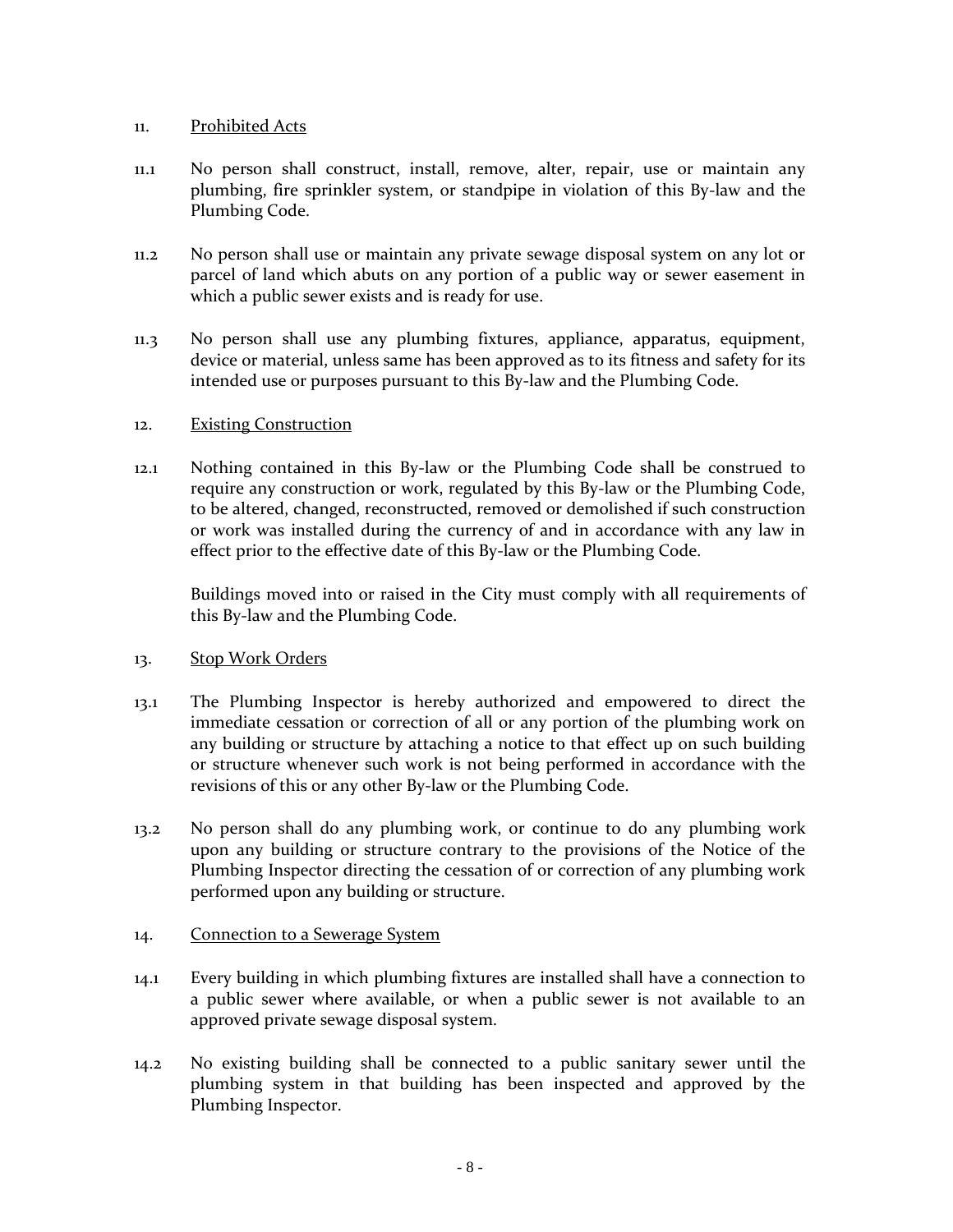11. Prohibited Acts

11.1 No person shall construct, install, remove, alter, repair, use or maintain any plumbing, fire sprinkler system, or standpipe in violation of this By-law and the Plumbing Code.

11.2 No person shall use or maintain any private sewage disposal system on any lot or parcel of land which abuts on any portion of a public way or sewer easement in which a public sewer exists and is ready for use.

11.3 No person shall use any plumbing fixtures, appliance, apparatus, equipment, device or material, unless same has been approved as to its fitness and safety for its intended use or purposes pursuant to this By-law and the Plumbing Code.

12. Existing Construction

12.1 Nothing contained in this By-law or the Plumbing Code shall be construed to require any construction or work, regulated by this By-law or the Plumbing Code, to be altered, changed, reconstructed, removed or demolished if such construction or work was installed during the currency of and in accordance with any law in effect prior to the effective date of this By-law or the Plumbing Code.

Buildings moved into or raised in the City must comply with all requirements of this By-law and the Plumbing Code.

13. Stop Work Orders

13.1 The Plumbing Inspector is hereby authorized and empowered to direct the immediate cessation or correction of all or any portion of the plumbing work on any building or structure by attaching a notice to that effect up on such building or structure whenever such work is not being performed in accordance with the revisions of this or any other By-law or the Plumbing Code.

13.2 No person shall do any plumbing work, or continue to do any plumbing work upon any building or structure contrary to the provisions of the Notice of the Plumbing Inspector directing the cessation of or correction of any plumbing work performed upon any building or structure.

14. Connection to a Sewerage System

14.1 Every building in which plumbing fixtures are installed shall have a connection to a public sewer where available, or when a public sewer is not available to an approved private sewage disposal system.

14.2 No existing building shall be connected to a public sanitary sewer until the plumbing system in that building has been inspected and approved by the Plumbing Inspector.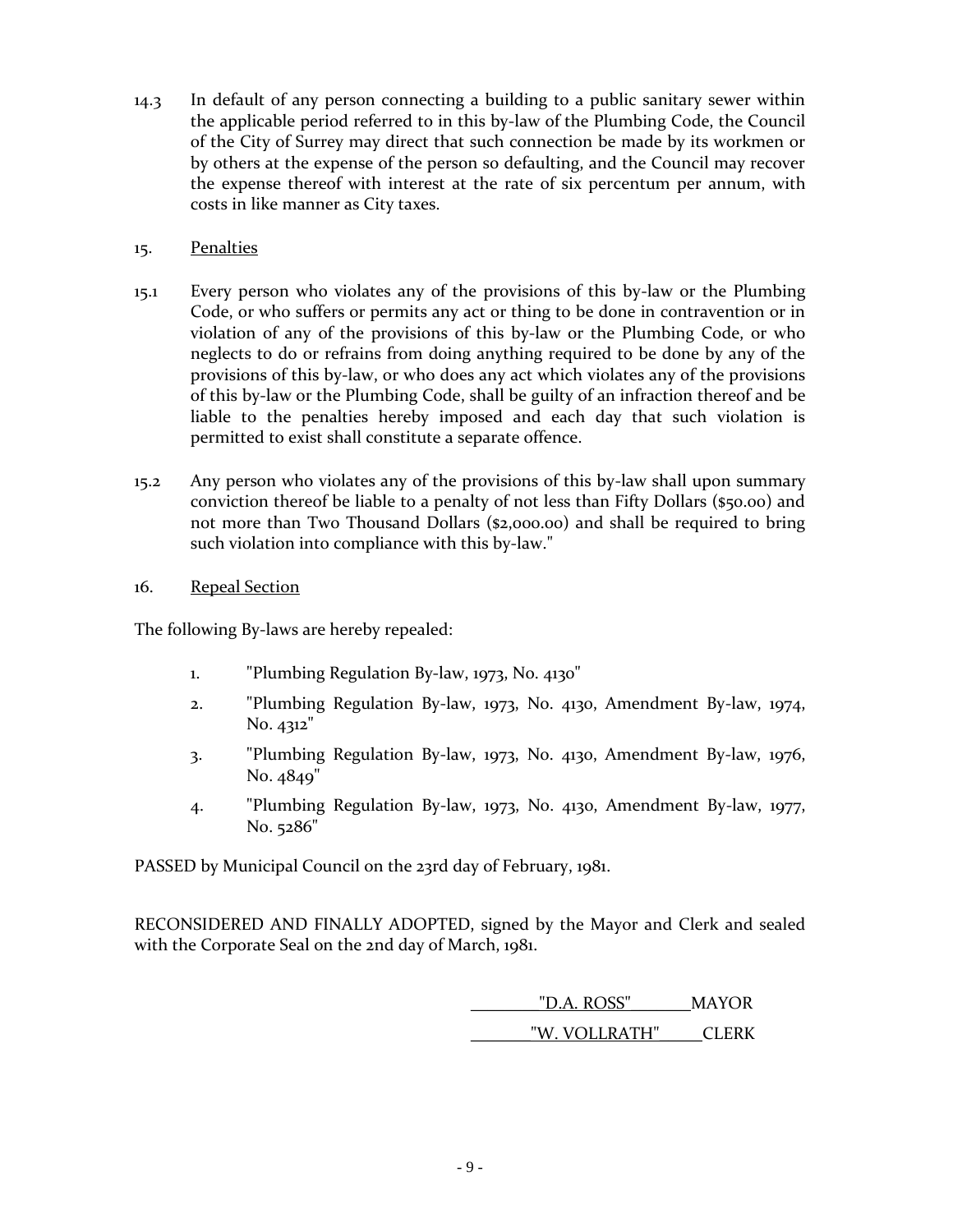14.3 In default of any person connecting a building to a public sanitary sewer within the applicable period referred to in this by-law of the Plumbing Code, the Council of the City of Surrey may direct that such connection be made by its workmen or by others at the expense of the person so defaulting, and the Council may recover the expense thereof with interest at the rate of six percentum per annum, with costs in like manner as City taxes.

15. Penalties

15.1 Every person who violates any of the provisions of this by-law or the Plumbing Code, or who suffers or permits any act or thing to be done in contravention or in violation of any of the provisions of this by-law or the Plumbing Code, or who neglects to do or refrains from doing anything required to be done by any of the provisions of this by-law, or who does any act which violates any of the provisions of this by-law or the Plumbing Code, shall be guilty of an infraction thereof and be liable to the penalties hereby imposed and each day that such violation is permitted to exist shall constitute a separate offence.

15.2 Any person who violates any of the provisions of this by-law shall upon summary conviction thereof be liable to a penalty of not less than Fifty Dollars ($50.00) and not more than Two Thousand Dollars ($2,000.00) and shall be required to bring such violation into compliance with this by-law."

16. Repeal Section

The following By-laws are hereby repealed:

1. "Plumbing Regulation By-law, 1973, No. 4130"
2. "Plumbing Regulation By-law, 1973, No. 4130, Amendment By-law, 1974, No. 4312"
3. "Plumbing Regulation By-law, 1973, No. 4130, Amendment By-law, 1976, No. 4849"
4. "Plumbing Regulation By-law, 1973, No. 4130, Amendment By-law, 1977, No. 5286"

PASSED by Municipal Council on the 23rd day of February, 1981.

RECONSIDERED AND FINALLY ADOPTED, signed by the Mayor and Clerk and sealed with the Corporate Seal on the 2nd day of March, 1981.

"D.A. ROSS" MAYOR

"W. VOLLRATH" CLERK